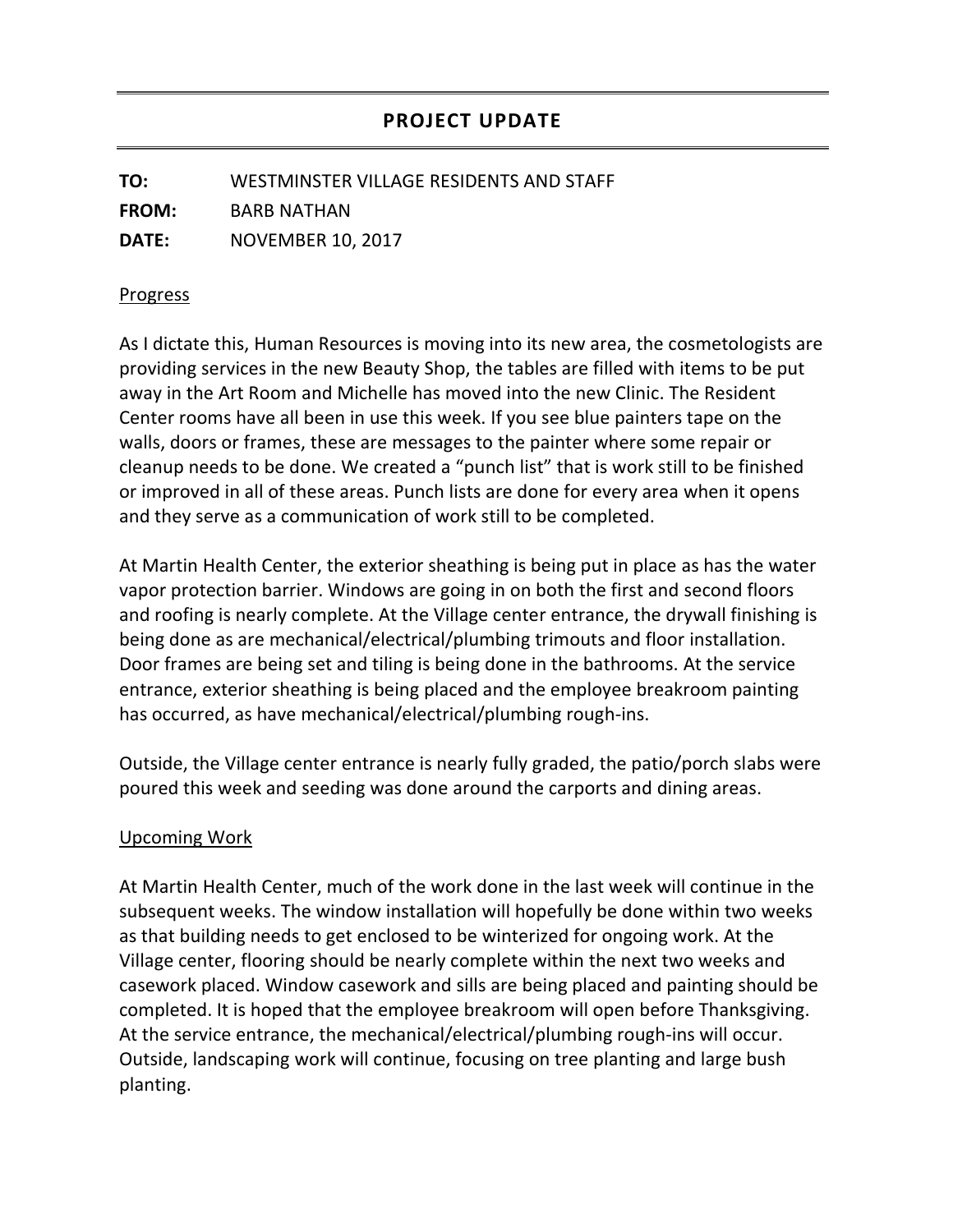## PROJECT UPDATE

**TO:** WESTMINSTER VILLAGE RESIDENTS AND STAFF

**FROM:** BARB NATHAN

**DATE:** NOVEMBER 10, 2017

### Progress

As I dictate this, Human Resources is moving into its new area, the cosmetologists are providing services in the new Beauty Shop, the tables are filled with items to be put away in the Art Room and Michelle has moved into the new Clinic. The Resident Center rooms have all been in use this week. If you see blue painters tape on the walls, doors or frames, these are messages to the painter where some repair or cleanup needs to be done. We created a "punch list" that is work still to be finished or improved in all of these areas. Punch lists are done for every area when it opens and they serve as a communication of work still to be completed.

At Martin Health Center, the exterior sheathing is being put in place as has the water vapor protection barrier. Windows are going in on both the first and second floors and roofing is nearly complete. At the Village center entrance, the drywall finishing is being done as are mechanical/electrical/plumbing trimouts and floor installation. Door frames are being set and tiling is being done in the bathrooms. At the service entrance, exterior sheathing is being placed and the employee breakroom painting has occurred, as have mechanical/electrical/plumbing rough-ins.

Outside, the Village center entrance is nearly fully graded, the patio/porch slabs were poured this week and seeding was done around the carports and dining areas.

### Upcoming Work

At Martin Health Center, much of the work done in the last week will continue in the subsequent weeks. The window installation will hopefully be done within two weeks as that building needs to get enclosed to be winterized for ongoing work. At the Village center, flooring should be nearly complete within the next two weeks and casework placed. Window casework and sills are being placed and painting should be completed. It is hoped that the employee breakroom will open before Thanksgiving. At the service entrance, the mechanical/electrical/plumbing rough-ins will occur. Outside, landscaping work will continue, focusing on tree planting and large bush planting.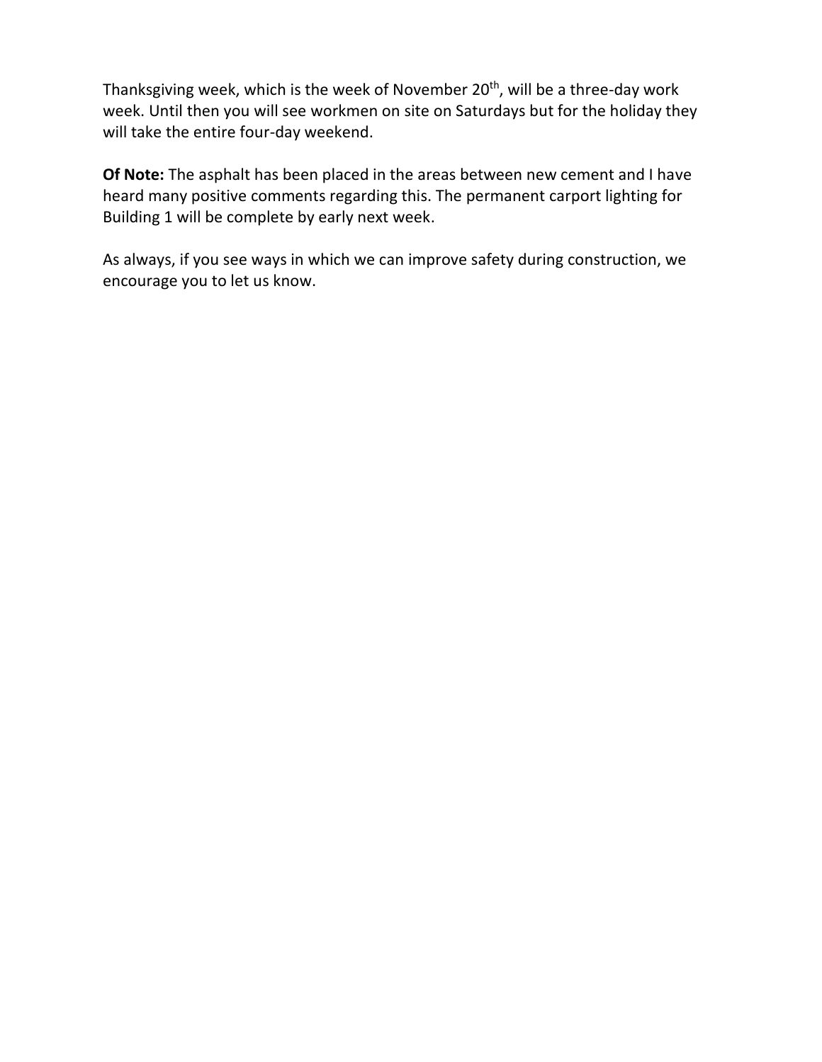Thanksgiving week, which is the week of November 20th, will be a three-day work week. Until then you will see workmen on site on Saturdays but for the holiday they will take the entire four-day weekend.

**Of Note:** The asphalt has been placed in the areas between new cement and I have heard many positive comments regarding this. The permanent carport lighting for Building 1 will be complete by early next week.

As always, if you see ways in which we can improve safety during construction, we encourage you to let us know.